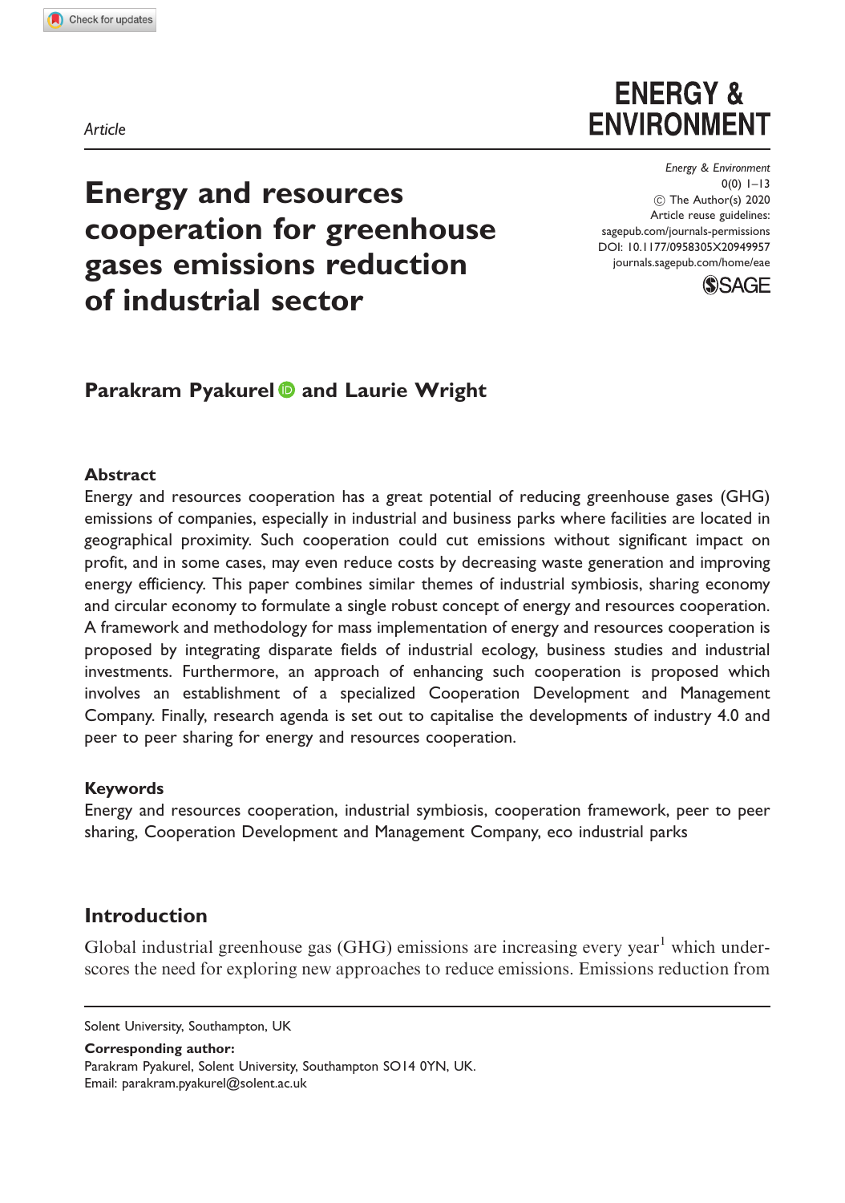Article

# Energy and resources cooperation for greenhouse gases emissions reduction of industrial sector

Energy & Environment
0(0) 1–13
© The Author(s) 2020
Article reuse guidelines:
sagepub.com/journals-permissions
DOI: 10.1177/0958305X20949957
journals.sagepub.com/home/eae

**Parakram Pyakurel and Laurie Wright**

### Abstract

Energy and resources cooperation has a great potential of reducing greenhouse gases (GHG) emissions of companies, especially in industrial and business parks where facilities are located in geographical proximity. Such cooperation could cut emissions without significant impact on profit, and in some cases, may even reduce costs by decreasing waste generation and improving energy efficiency. This paper combines similar themes of industrial symbiosis, sharing economy and circular economy to formulate a single robust concept of energy and resources cooperation. A framework and methodology for mass implementation of energy and resources cooperation is proposed by integrating disparate fields of industrial ecology, business studies and industrial investments. Furthermore, an approach of enhancing such cooperation is proposed which involves an establishment of a specialized Cooperation Development and Management Company. Finally, research agenda is set out to capitalise the developments of industry 4.0 and peer to peer sharing for energy and resources cooperation.

### Keywords

Energy and resources cooperation, industrial symbiosis, cooperation framework, peer to peer sharing, Cooperation Development and Management Company, eco industrial parks

## Introduction

Global industrial greenhouse gas (GHG) emissions are increasing every year[1] which underscores the need for exploring new approaches to reduce emissions. Emissions reduction from

Solent University, Southampton, UK

**Corresponding author:**
Parakram Pyakurel, Solent University, Southampton SO14 0YN, UK.
Email: parakram.pyakurel@solent.ac.uk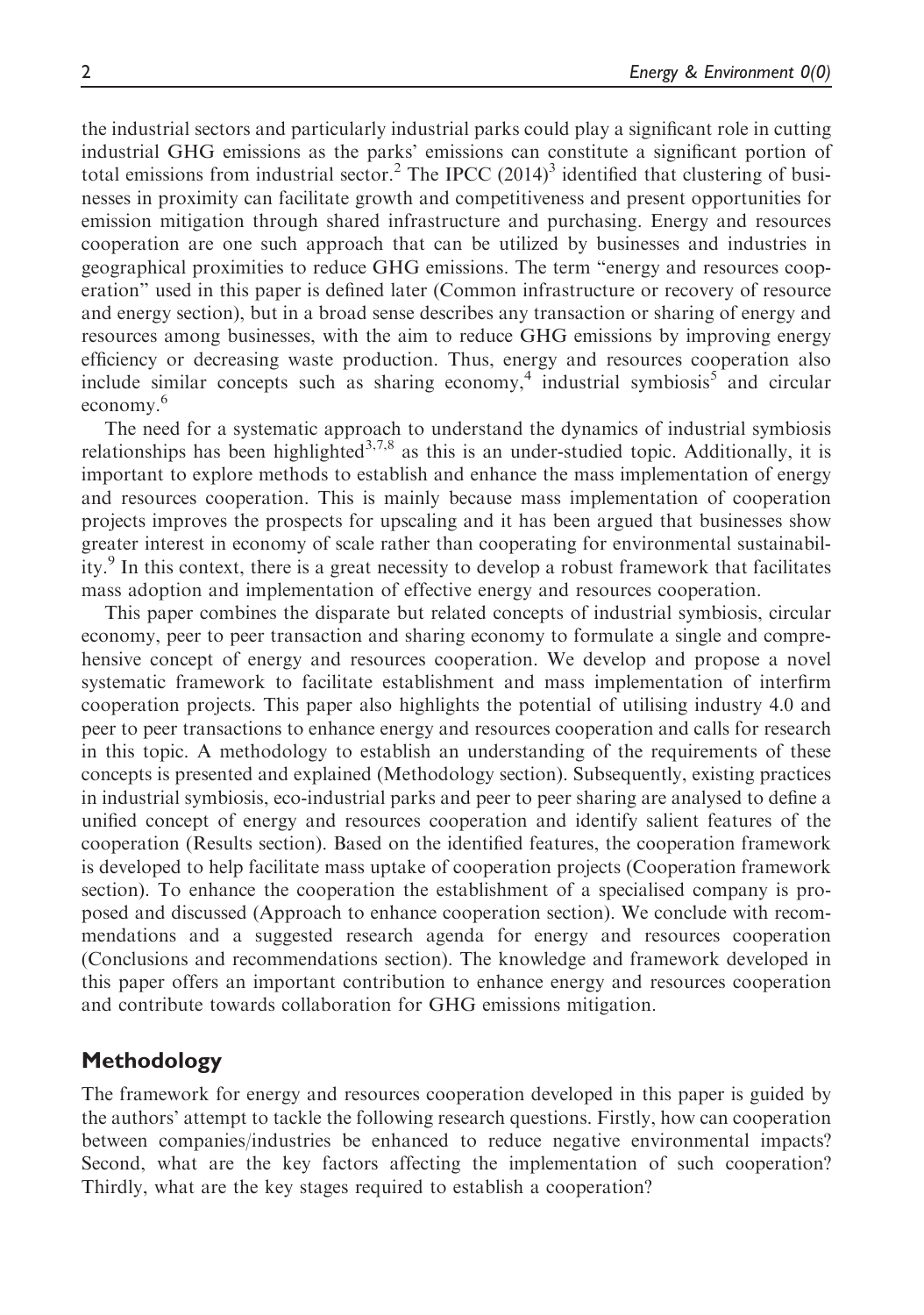the industrial sectors and particularly industrial parks could play a significant role in cutting industrial GHG emissions as the parks' emissions can constitute a significant portion of total emissions from industrial sector.[2] The IPCC (2014)[3] identified that clustering of businesses in proximity can facilitate growth and competitiveness and present opportunities for emission mitigation through shared infrastructure and purchasing. Energy and resources cooperation are one such approach that can be utilized by businesses and industries in geographical proximities to reduce GHG emissions. The term "energy and resources cooperation" used in this paper is defined later (Common infrastructure or recovery of resource and energy section), but in a broad sense describes any transaction or sharing of energy and resources among businesses, with the aim to reduce GHG emissions by improving energy efficiency or decreasing waste production. Thus, energy and resources cooperation also include similar concepts such as sharing economy,[4] industrial symbiosis[5] and circular economy.[6]

The need for a systematic approach to understand the dynamics of industrial symbiosis relationships has been highlighted[3,7,8] as this is an under-studied topic. Additionally, it is important to explore methods to establish and enhance the mass implementation of energy and resources cooperation. This is mainly because mass implementation of cooperation projects improves the prospects for upscaling and it has been argued that businesses show greater interest in economy of scale rather than cooperating for environmental sustainability.[9] In this context, there is a great necessity to develop a robust framework that facilitates mass adoption and implementation of effective energy and resources cooperation.

This paper combines the disparate but related concepts of industrial symbiosis, circular economy, peer to peer transaction and sharing economy to formulate a single and comprehensive concept of energy and resources cooperation. We develop and propose a novel systematic framework to facilitate establishment and mass implementation of interfirm cooperation projects. This paper also highlights the potential of utilising industry 4.0 and peer to peer transactions to enhance energy and resources cooperation and calls for research in this topic. A methodology to establish an understanding of the requirements of these concepts is presented and explained (Methodology section). Subsequently, existing practices in industrial symbiosis, eco-industrial parks and peer to peer sharing are analysed to define a unified concept of energy and resources cooperation and identify salient features of the cooperation (Results section). Based on the identified features, the cooperation framework is developed to help facilitate mass uptake of cooperation projects (Cooperation framework section). To enhance the cooperation the establishment of a specialised company is proposed and discussed (Approach to enhance cooperation section). We conclude with recommendations and a suggested research agenda for energy and resources cooperation (Conclusions and recommendations section). The knowledge and framework developed in this paper offers an important contribution to enhance energy and resources cooperation and contribute towards collaboration for GHG emissions mitigation.

## Methodology

The framework for energy and resources cooperation developed in this paper is guided by the authors' attempt to tackle the following research questions. Firstly, how can cooperation between companies/industries be enhanced to reduce negative environmental impacts? Second, what are the key factors affecting the implementation of such cooperation? Thirdly, what are the key stages required to establish a cooperation?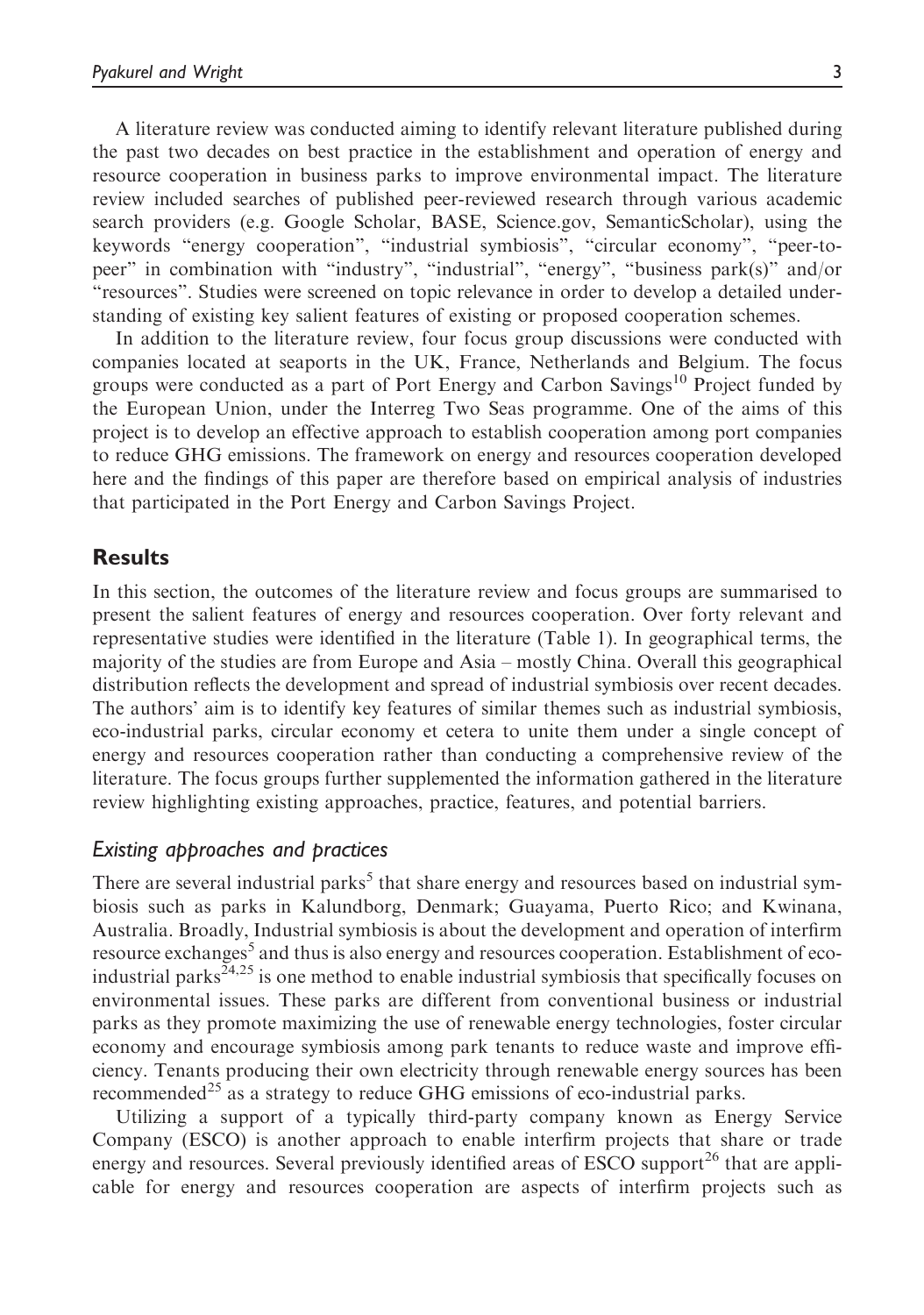A literature review was conducted aiming to identify relevant literature published during the past two decades on best practice in the establishment and operation of energy and resource cooperation in business parks to improve environmental impact. The literature review included searches of published peer-reviewed research through various academic search providers (e.g. Google Scholar, BASE, Science.gov, SemanticScholar), using the keywords "energy cooperation", "industrial symbiosis", "circular economy", "peer-to-peer" in combination with "industry", "industrial", "energy", "business park(s)" and/or "resources". Studies were screened on topic relevance in order to develop a detailed understanding of existing key salient features of existing or proposed cooperation schemes.

In addition to the literature review, four focus group discussions were conducted with companies located at seaports in the UK, France, Netherlands and Belgium. The focus groups were conducted as a part of Port Energy and Carbon Savings[10] Project funded by the European Union, under the Interreg Two Seas programme. One of the aims of this project is to develop an effective approach to establish cooperation among port companies to reduce GHG emissions. The framework on energy and resources cooperation developed here and the findings of this paper are therefore based on empirical analysis of industries that participated in the Port Energy and Carbon Savings Project.

## Results

In this section, the outcomes of the literature review and focus groups are summarised to present the salient features of energy and resources cooperation. Over forty relevant and representative studies were identified in the literature (Table 1). In geographical terms, the majority of the studies are from Europe and Asia – mostly China. Overall this geographical distribution reflects the development and spread of industrial symbiosis over recent decades. The authors' aim is to identify key features of similar themes such as industrial symbiosis, eco-industrial parks, circular economy et cetera to unite them under a single concept of energy and resources cooperation rather than conducting a comprehensive review of the literature. The focus groups further supplemented the information gathered in the literature review highlighting existing approaches, practice, features, and potential barriers.

### *Existing approaches and practices*

There are several industrial parks[5] that share energy and resources based on industrial symbiosis such as parks in Kalundborg, Denmark; Guayama, Puerto Rico; and Kwinana, Australia. Broadly, Industrial symbiosis is about the development and operation of interfirm resource exchanges[5] and thus is also energy and resources cooperation. Establishment of eco-industrial parks[24,25] is one method to enable industrial symbiosis that specifically focuses on environmental issues. These parks are different from conventional business or industrial parks as they promote maximizing the use of renewable energy technologies, foster circular economy and encourage symbiosis among park tenants to reduce waste and improve efficiency. Tenants producing their own electricity through renewable energy sources has been recommended[25] as a strategy to reduce GHG emissions of eco-industrial parks.

Utilizing a support of a typically third-party company known as Energy Service Company (ESCO) is another approach to enable interfirm projects that share or trade energy and resources. Several previously identified areas of ESCO support[26] that are applicable for energy and resources cooperation are aspects of interfirm projects such as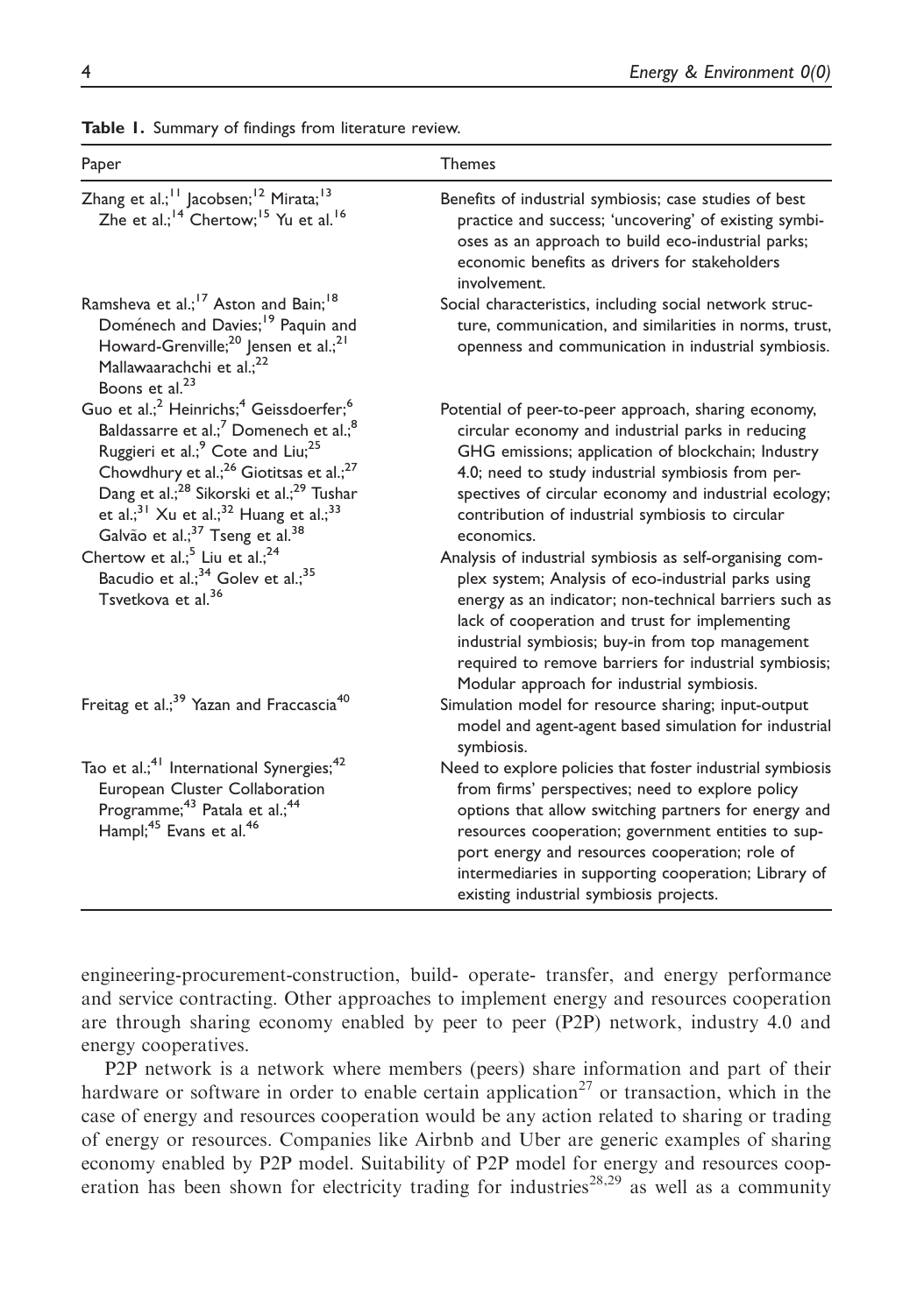**Table 1.** Summary of findings from literature review.

| Paper | Themes |
|---|---|
| Zhang et al.;[11] Jacobsen;[12] Mirata;[13] Zhe et al.;[14] Chertow;[15] Yu et al.[16] | Benefits of industrial symbiosis; case studies of best practice and success; 'uncovering' of existing symbioses as an approach to build eco-industrial parks; economic benefits as drivers for stakeholders involvement. |
| Ramsheva et al.;[17] Aston and Bain;[18] Doménech and Davies;[19] Paquin and Howard-Grenville;[20] Jensen et al.;[21] Mallawaarachchi et al.;[22] Boons et al.[23] | Social characteristics, including social network structure, communication, and similarities in norms, trust, openness and communication in industrial symbiosis. |
| Guo et al.;[2] Heinrichs;[4] Geissdoerfer;[6] Baldassarre et al.;[7] Domenech et al.;[8] Ruggieri et al.;[9] Cote and Liu;[25] Chowdhury et al.;[26] Giotitsas et al.;[27] Dang et al.;[28] Sikorski et al.;[29] Tushar et al.;[31] Xu et al.;[32] Huang et al.;[33] Galvão et al.;[37] Tseng et al.[38] | Potential of peer-to-peer approach, sharing economy, circular economy and industrial parks in reducing GHG emissions; application of blockchain; Industry 4.0; need to study industrial symbiosis from perspectives of circular economy and industrial ecology; contribution of industrial symbiosis to circular economics. |
| Chertow et al.;[5] Liu et al.;[24] Bacudio et al.;[34] Golev et al.;[35] Tsvetkova et al.[36] | Analysis of industrial symbiosis as self-organising complex system; Analysis of eco-industrial parks using energy as an indicator; non-technical barriers such as lack of cooperation and trust for implementing industrial symbiosis; buy-in from top management required to remove barriers for industrial symbiosis; Modular approach for industrial symbiosis. |
| Freitag et al.;[39] Yazan and Fraccascia[40] | Simulation model for resource sharing; input-output model and agent-agent based simulation for industrial symbiosis. |
| Tao et al.;[41] International Synergies;[42] European Cluster Collaboration Programme;[43] Patala et al.;[44] Hampl;[45] Evans et al.[46] | Need to explore policies that foster industrial symbiosis from firms' perspectives; need to explore policy options that allow switching partners for energy and resources cooperation; government entities to support energy and resources cooperation; role of intermediaries in supporting cooperation; Library of existing industrial symbiosis projects. |

engineering-procurement-construction, build- operate- transfer, and energy performance and service contracting. Other approaches to implement energy and resources cooperation are through sharing economy enabled by peer to peer (P2P) network, industry 4.0 and energy cooperatives.

P2P network is a network where members (peers) share information and part of their hardware or software in order to enable certain application[27] or transaction, which in the case of energy and resources cooperation would be any action related to sharing or trading of energy or resources. Companies like Airbnb and Uber are generic examples of sharing economy enabled by P2P model. Suitability of P2P model for energy and resources cooperation has been shown for electricity trading for industries[28,29] as well as a community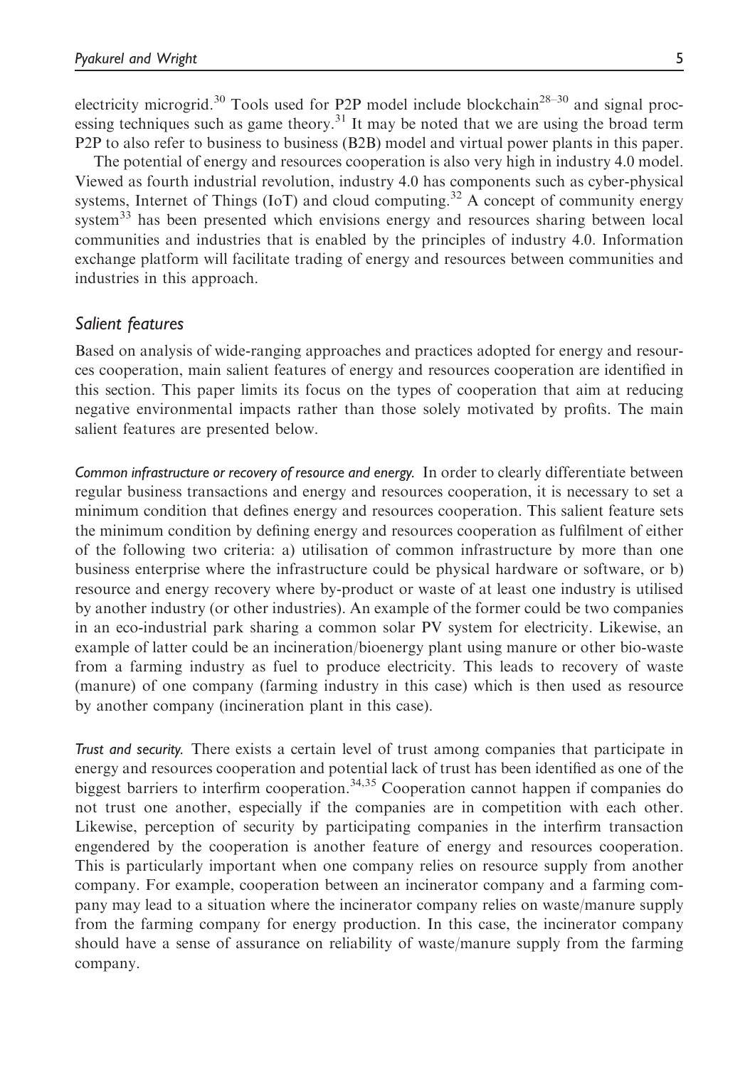electricity microgrid.[30] Tools used for P2P model include blockchain[28–30] and signal processing techniques such as game theory.[31] It may be noted that we are using the broad term P2P to also refer to business to business (B2B) model and virtual power plants in this paper.

The potential of energy and resources cooperation is also very high in industry 4.0 model. Viewed as fourth industrial revolution, industry 4.0 has components such as cyber-physical systems, Internet of Things (IoT) and cloud computing.[32] A concept of community energy system[33] has been presented which envisions energy and resources sharing between local communities and industries that is enabled by the principles of industry 4.0. Information exchange platform will facilitate trading of energy and resources between communities and industries in this approach.

## Salient features

Based on analysis of wide-ranging approaches and practices adopted for energy and resources cooperation, main salient features of energy and resources cooperation are identified in this section. This paper limits its focus on the types of cooperation that aim at reducing negative environmental impacts rather than those solely motivated by profits. The main salient features are presented below.

*Common infrastructure or recovery of resource and energy.* In order to clearly differentiate between regular business transactions and energy and resources cooperation, it is necessary to set a minimum condition that defines energy and resources cooperation. This salient feature sets the minimum condition by defining energy and resources cooperation as fulfilment of either of the following two criteria: a) utilisation of common infrastructure by more than one business enterprise where the infrastructure could be physical hardware or software, or b) resource and energy recovery where by-product or waste of at least one industry is utilised by another industry (or other industries). An example of the former could be two companies in an eco-industrial park sharing a common solar PV system for electricity. Likewise, an example of latter could be an incineration/bioenergy plant using manure or other bio-waste from a farming industry as fuel to produce electricity. This leads to recovery of waste (manure) of one company (farming industry in this case) which is then used as resource by another company (incineration plant in this case).

*Trust and security.* There exists a certain level of trust among companies that participate in energy and resources cooperation and potential lack of trust has been identified as one of the biggest barriers to interfirm cooperation.[34,35] Cooperation cannot happen if companies do not trust one another, especially if the companies are in competition with each other. Likewise, perception of security by participating companies in the interfirm transaction engendered by the cooperation is another feature of energy and resources cooperation. This is particularly important when one company relies on resource supply from another company. For example, cooperation between an incinerator company and a farming company may lead to a situation where the incinerator company relies on waste/manure supply from the farming company for energy production. In this case, the incinerator company should have a sense of assurance on reliability of waste/manure supply from the farming company.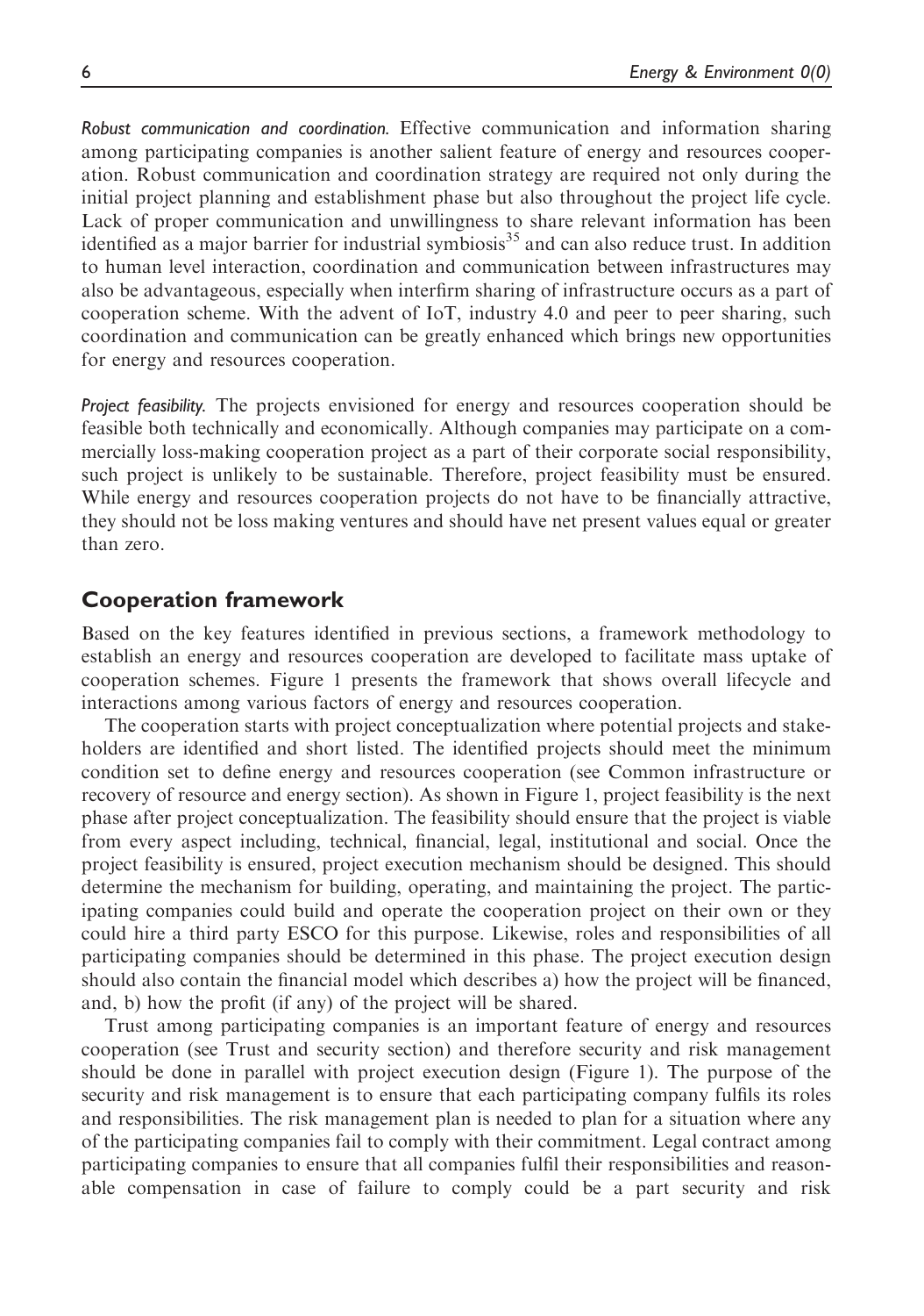*Robust communication and coordination.* Effective communication and information sharing among participating companies is another salient feature of energy and resources cooperation. Robust communication and coordination strategy are required not only during the initial project planning and establishment phase but also throughout the project life cycle. Lack of proper communication and unwillingness to share relevant information has been identified as a major barrier for industrial symbiosis[35] and can also reduce trust. In addition to human level interaction, coordination and communication between infrastructures may also be advantageous, especially when interfirm sharing of infrastructure occurs as a part of cooperation scheme. With the advent of IoT, industry 4.0 and peer to peer sharing, such coordination and communication can be greatly enhanced which brings new opportunities for energy and resources cooperation.

*Project feasibility.* The projects envisioned for energy and resources cooperation should be feasible both technically and economically. Although companies may participate on a commercially loss-making cooperation project as a part of their corporate social responsibility, such project is unlikely to be sustainable. Therefore, project feasibility must be ensured. While energy and resources cooperation projects do not have to be financially attractive, they should not be loss making ventures and should have net present values equal or greater than zero.

## Cooperation framework

Based on the key features identified in previous sections, a framework methodology to establish an energy and resources cooperation are developed to facilitate mass uptake of cooperation schemes. Figure 1 presents the framework that shows overall lifecycle and interactions among various factors of energy and resources cooperation.

The cooperation starts with project conceptualization where potential projects and stakeholders are identified and short listed. The identified projects should meet the minimum condition set to define energy and resources cooperation (see Common infrastructure or recovery of resource and energy section). As shown in Figure 1, project feasibility is the next phase after project conceptualization. The feasibility should ensure that the project is viable from every aspect including, technical, financial, legal, institutional and social. Once the project feasibility is ensured, project execution mechanism should be designed. This should determine the mechanism for building, operating, and maintaining the project. The participating companies could build and operate the cooperation project on their own or they could hire a third party ESCO for this purpose. Likewise, roles and responsibilities of all participating companies should be determined in this phase. The project execution design should also contain the financial model which describes a) how the project will be financed, and, b) how the profit (if any) of the project will be shared.

Trust among participating companies is an important feature of energy and resources cooperation (see Trust and security section) and therefore security and risk management should be done in parallel with project execution design (Figure 1). The purpose of the security and risk management is to ensure that each participating company fulfils its roles and responsibilities. The risk management plan is needed to plan for a situation where any of the participating companies fail to comply with their commitment. Legal contract among participating companies to ensure that all companies fulfil their responsibilities and reasonable compensation in case of failure to comply could be a part security and risk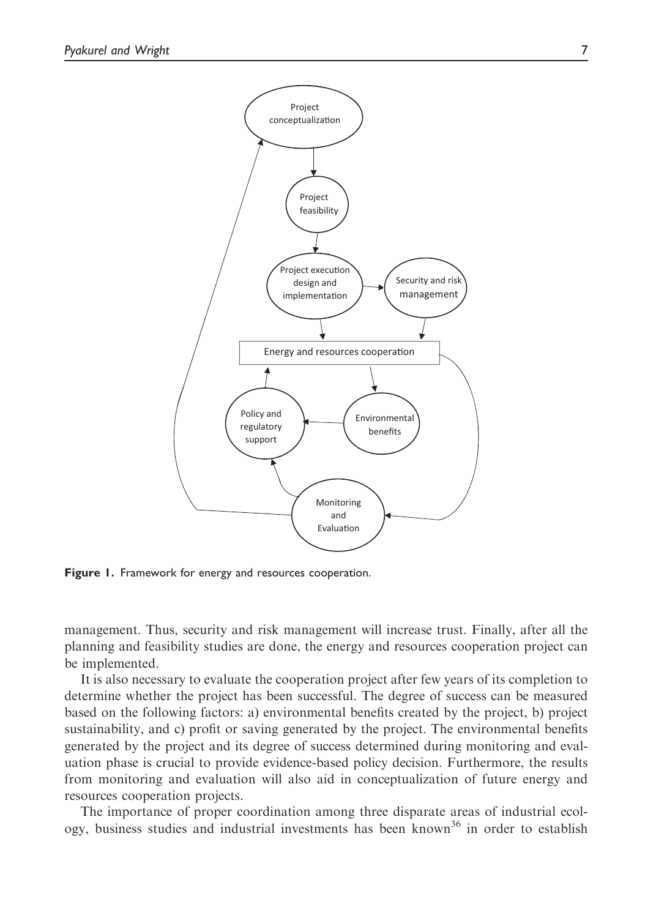Figure 1. Framework for energy and resources cooperation.

management. Thus, security and risk management will increase trust. Finally, after all the planning and feasibility studies are done, the energy and resources cooperation project can be implemented.

It is also necessary to evaluate the cooperation project after few years of its completion to determine whether the project has been successful. The degree of success can be measured based on the following factors: a) environmental benefits created by the project, b) project sustainability, and c) profit or saving generated by the project. The environmental benefits generated by the project and its degree of success determined during monitoring and evaluation phase is crucial to provide evidence-based policy decision. Furthermore, the results from monitoring and evaluation will also aid in conceptualization of future energy and resources cooperation projects.

The importance of proper coordination among three disparate areas of industrial ecology, business studies and industrial investments has been known[36] in order to establish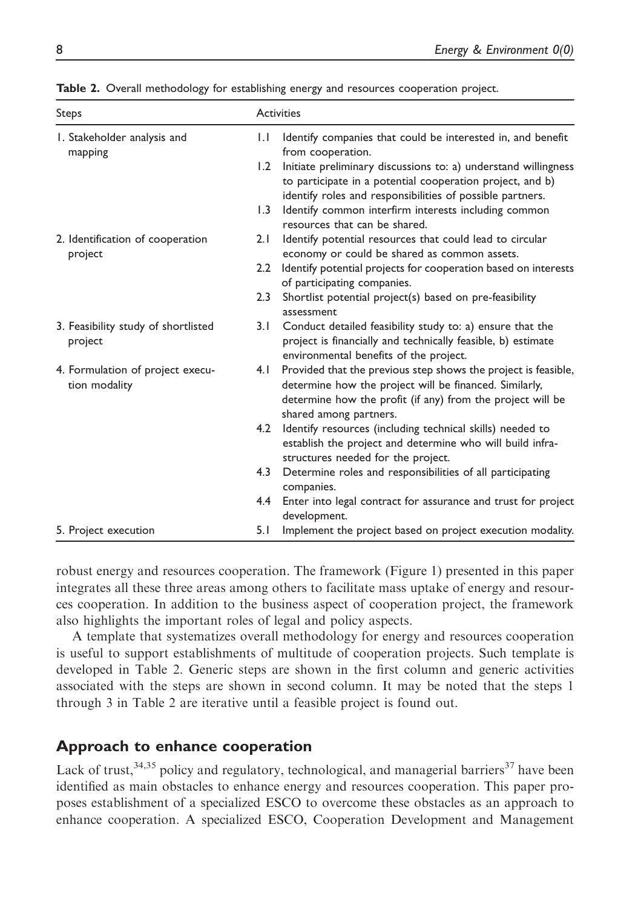**Table 2.** Overall methodology for establishing energy and resources cooperation project.

| Steps | Activities |
|---|---|
| 1. Stakeholder analysis and mapping | 1.1 Identify companies that could be interested in, and benefit from cooperation. |
| | 1.2 Initiate preliminary discussions to: a) understand willingness to participate in a potential cooperation project, and b) identify roles and responsibilities of possible partners. |
| | 1.3 Identify common interfirm interests including common resources that can be shared. |
| 2. Identification of cooperation project | 2.1 Identify potential resources that could lead to circular economy or could be shared as common assets. |
| | 2.2 Identify potential projects for cooperation based on interests of participating companies. |
| | 2.3 Shortlist potential project(s) based on pre-feasibility assessment |
| 3. Feasibility study of shortlisted project | 3.1 Conduct detailed feasibility study to: a) ensure that the project is financially and technically feasible, b) estimate environmental benefits of the project. |
| 4. Formulation of project execution modality | 4.1 Provided that the previous step shows the project is feasible, determine how the project will be financed. Similarly, determine how the profit (if any) from the project will be shared among partners. |
| | 4.2 Identify resources (including technical skills) needed to establish the project and determine who will build infrastructures needed for the project. |
| | 4.3 Determine roles and responsibilities of all participating companies. |
| | 4.4 Enter into legal contract for assurance and trust for project development. |
| 5. Project execution | 5.1 Implement the project based on project execution modality. |

robust energy and resources cooperation. The framework (Figure 1) presented in this paper integrates all these three areas among others to facilitate mass uptake of energy and resources cooperation. In addition to the business aspect of cooperation project, the framework also highlights the important roles of legal and policy aspects.

A template that systematizes overall methodology for energy and resources cooperation is useful to support establishments of multitude of cooperation projects. Such template is developed in Table 2. Generic steps are shown in the first column and generic activities associated with the steps are shown in second column. It may be noted that the steps 1 through 3 in Table 2 are iterative until a feasible project is found out.

## Approach to enhance cooperation

Lack of trust,[34,35] policy and regulatory, technological, and managerial barriers[37] have been identified as main obstacles to enhance energy and resources cooperation. This paper proposes establishment of a specialized ESCO to overcome these obstacles as an approach to enhance cooperation. A specialized ESCO, Cooperation Development and Management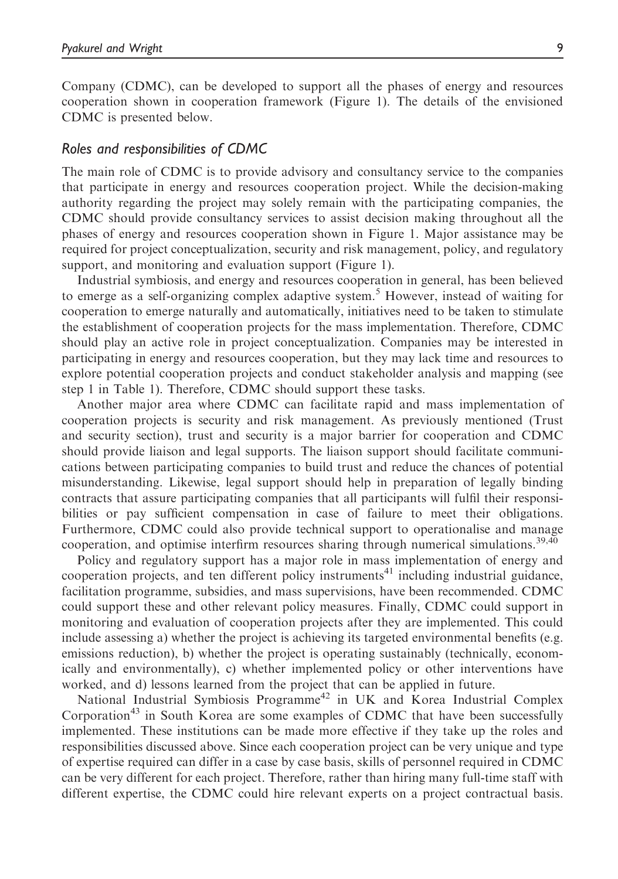Company (CDMC), can be developed to support all the phases of energy and resources cooperation shown in cooperation framework (Figure 1). The details of the envisioned CDMC is presented below.

### *Roles and responsibilities of CDMC*

The main role of CDMC is to provide advisory and consultancy service to the companies that participate in energy and resources cooperation project. While the decision-making authority regarding the project may solely remain with the participating companies, the CDMC should provide consultancy services to assist decision making throughout all the phases of energy and resources cooperation shown in Figure 1. Major assistance may be required for project conceptualization, security and risk management, policy, and regulatory support, and monitoring and evaluation support (Figure 1).

Industrial symbiosis, and energy and resources cooperation in general, has been believed to emerge as a self-organizing complex adaptive system.[5] However, instead of waiting for cooperation to emerge naturally and automatically, initiatives need to be taken to stimulate the establishment of cooperation projects for the mass implementation. Therefore, CDMC should play an active role in project conceptualization. Companies may be interested in participating in energy and resources cooperation, but they may lack time and resources to explore potential cooperation projects and conduct stakeholder analysis and mapping (see step 1 in Table 1). Therefore, CDMC should support these tasks.

Another major area where CDMC can facilitate rapid and mass implementation of cooperation projects is security and risk management. As previously mentioned (Trust and security section), trust and security is a major barrier for cooperation and CDMC should provide liaison and legal supports. The liaison support should facilitate communications between participating companies to build trust and reduce the chances of potential misunderstanding. Likewise, legal support should help in preparation of legally binding contracts that assure participating companies that all participants will fulfil their responsibilities or pay sufficient compensation in case of failure to meet their obligations. Furthermore, CDMC could also provide technical support to operationalise and manage cooperation, and optimise interfirm resources sharing through numerical simulations.[39,40]

Policy and regulatory support has a major role in mass implementation of energy and cooperation projects, and ten different policy instruments[41] including industrial guidance, facilitation programme, subsidies, and mass supervisions, have been recommended. CDMC could support these and other relevant policy measures. Finally, CDMC could support in monitoring and evaluation of cooperation projects after they are implemented. This could include assessing a) whether the project is achieving its targeted environmental benefits (e.g. emissions reduction), b) whether the project is operating sustainably (technically, economically and environmentally), c) whether implemented policy or other interventions have worked, and d) lessons learned from the project that can be applied in future.

National Industrial Symbiosis Programme[42] in UK and Korea Industrial Complex Corporation[43] in South Korea are some examples of CDMC that have been successfully implemented. These institutions can be made more effective if they take up the roles and responsibilities discussed above. Since each cooperation project can be very unique and type of expertise required can differ in a case by case basis, skills of personnel required in CDMC can be very different for each project. Therefore, rather than hiring many full-time staff with different expertise, the CDMC could hire relevant experts on a project contractual basis.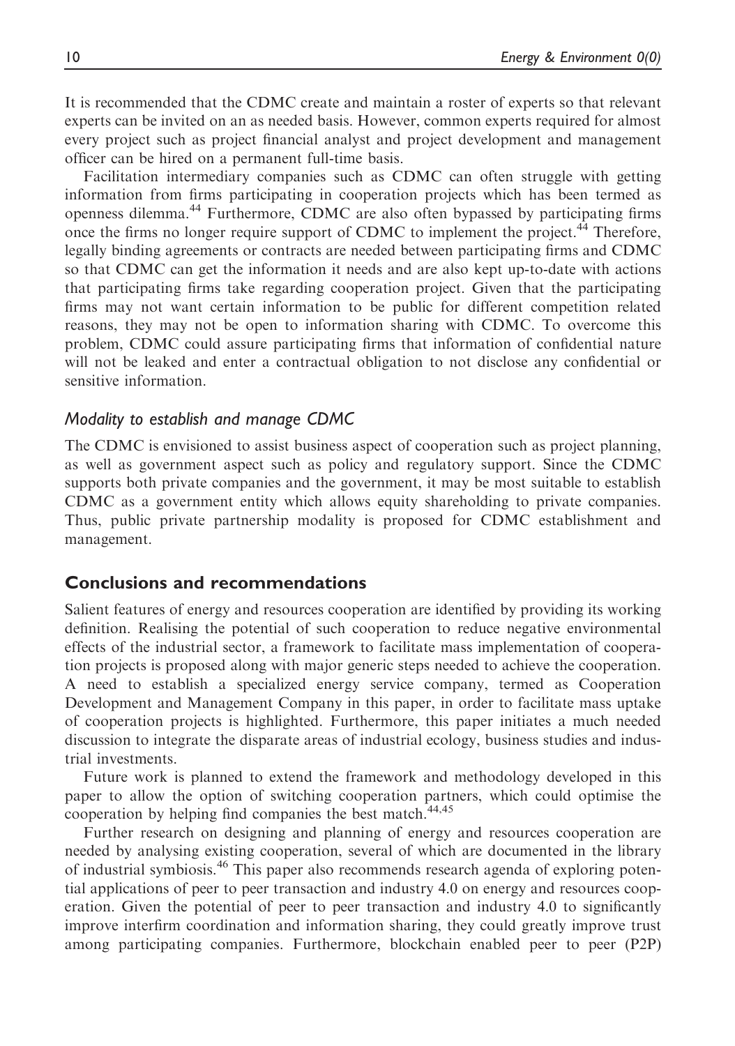It is recommended that the CDMC create and maintain a roster of experts so that relevant experts can be invited on an as needed basis. However, common experts required for almost every project such as project financial analyst and project development and management officer can be hired on a permanent full-time basis.

Facilitation intermediary companies such as CDMC can often struggle with getting information from firms participating in cooperation projects which has been termed as openness dilemma.[44] Furthermore, CDMC are also often bypassed by participating firms once the firms no longer require support of CDMC to implement the project.[44] Therefore, legally binding agreements or contracts are needed between participating firms and CDMC so that CDMC can get the information it needs and are also kept up-to-date with actions that participating firms take regarding cooperation project. Given that the participating firms may not want certain information to be public for different competition related reasons, they may not be open to information sharing with CDMC. To overcome this problem, CDMC could assure participating firms that information of confidential nature will not be leaked and enter a contractual obligation to not disclose any confidential or sensitive information.

### *Modality to establish and manage CDMC*

The CDMC is envisioned to assist business aspect of cooperation such as project planning, as well as government aspect such as policy and regulatory support. Since the CDMC supports both private companies and the government, it may be most suitable to establish CDMC as a government entity which allows equity shareholding to private companies. Thus, public private partnership modality is proposed for CDMC establishment and management.

## Conclusions and recommendations

Salient features of energy and resources cooperation are identified by providing its working definition. Realising the potential of such cooperation to reduce negative environmental effects of the industrial sector, a framework to facilitate mass implementation of cooperation projects is proposed along with major generic steps needed to achieve the cooperation. A need to establish a specialized energy service company, termed as Cooperation Development and Management Company in this paper, in order to facilitate mass uptake of cooperation projects is highlighted. Furthermore, this paper initiates a much needed discussion to integrate the disparate areas of industrial ecology, business studies and industrial investments.

Future work is planned to extend the framework and methodology developed in this paper to allow the option of switching cooperation partners, which could optimise the cooperation by helping find companies the best match.[44,45]

Further research on designing and planning of energy and resources cooperation are needed by analysing existing cooperation, several of which are documented in the library of industrial symbiosis.[46] This paper also recommends research agenda of exploring potential applications of peer to peer transaction and industry 4.0 on energy and resources cooperation. Given the potential of peer to peer transaction and industry 4.0 to significantly improve interfirm coordination and information sharing, they could greatly improve trust among participating companies. Furthermore, blockchain enabled peer to peer (P2P)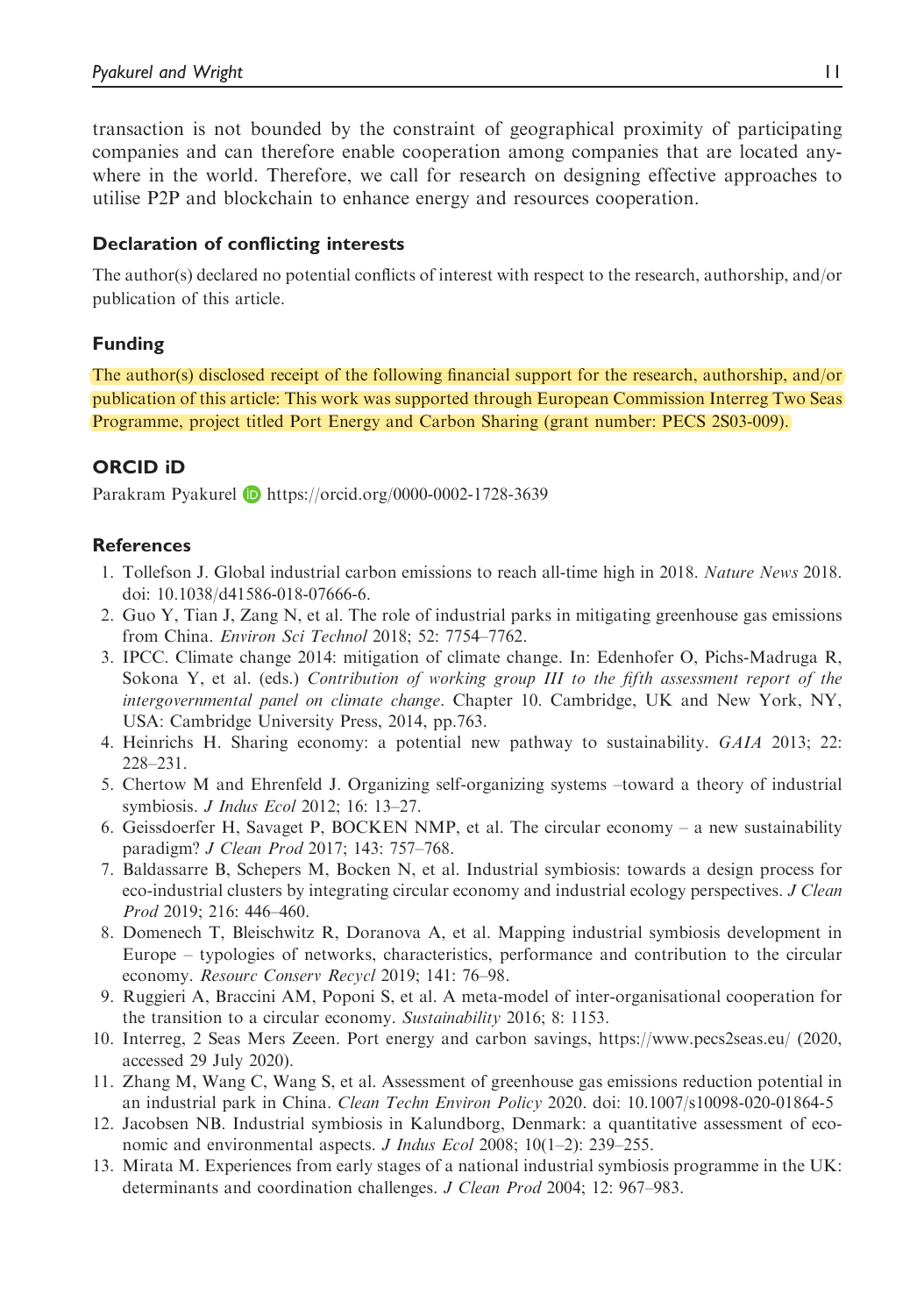transaction is not bounded by the constraint of geographical proximity of participating companies and can therefore enable cooperation among companies that are located anywhere in the world. Therefore, we call for research on designing effective approaches to utilise P2P and blockchain to enhance energy and resources cooperation.

### Declaration of conflicting interests

The author(s) declared no potential conflicts of interest with respect to the research, authorship, and/or publication of this article.

### Funding

The author(s) disclosed receipt of the following financial support for the research, authorship, and/or publication of this article: This work was supported through European Commission Interreg Two Seas Programme, project titled Port Energy and Carbon Sharing (grant number: PECS 2S03-009).

### ORCID iD

Parakram Pyakurel https://orcid.org/0000-0002-1728-3639

### References

1. Tollefson J. Global industrial carbon emissions to reach all-time high in 2018. *Nature News* 2018. doi: 10.1038/d41586-018-07666-6.
2. Guo Y, Tian J, Zang N, et al. The role of industrial parks in mitigating greenhouse gas emissions from China. *Environ Sci Technol* 2018; 52: 7754–7762.
3. IPCC. Climate change 2014: mitigation of climate change. In: Edenhofer O, Pichs-Madruga R, Sokona Y, et al. (eds.) *Contribution of working group III to the fifth assessment report of the intergovernmental panel on climate change*. Chapter 10. Cambridge, UK and New York, NY, USA: Cambridge University Press, 2014, pp.763.
4. Heinrichs H. Sharing economy: a potential new pathway to sustainability. *GAIA* 2013; 22: 228–231.
5. Chertow M and Ehrenfeld J. Organizing self-organizing systems –toward a theory of industrial symbiosis. *J Indus Ecol* 2012; 16: 13–27.
6. Geissdoerfer H, Savaget P, BOCKEN NMP, et al. The circular economy – a new sustainability paradigm? *J Clean Prod* 2017; 143: 757–768.
7. Baldassarre B, Schepers M, Bocken N, et al. Industrial symbiosis: towards a design process for eco-industrial clusters by integrating circular economy and industrial ecology perspectives. *J Clean Prod* 2019; 216: 446–460.
8. Domenech T, Bleischwitz R, Doranova A, et al. Mapping industrial symbiosis development in Europe – typologies of networks, characteristics, performance and contribution to the circular economy. *Resourc Conserv Recycl* 2019; 141: 76–98.
9. Ruggieri A, Braccini AM, Poponi S, et al. A meta-model of inter-organisational cooperation for the transition to a circular economy. *Sustainability* 2016; 8: 1153.
10. Interreg, 2 Seas Mers Zeeen. Port energy and carbon savings, https://www.pecs2seas.eu/ (2020, accessed 29 July 2020).
11. Zhang M, Wang C, Wang S, et al. Assessment of greenhouse gas emissions reduction potential in an industrial park in China. *Clean Techn Environ Policy* 2020. doi: 10.1007/s10098-020-01864-5
12. Jacobsen NB. Industrial symbiosis in Kalundborg, Denmark: a quantitative assessment of economic and environmental aspects. *J Indus Ecol* 2008; 10(1–2): 239–255.
13. Mirata M. Experiences from early stages of a national industrial symbiosis programme in the UK: determinants and coordination challenges. *J Clean Prod* 2004; 12: 967–983.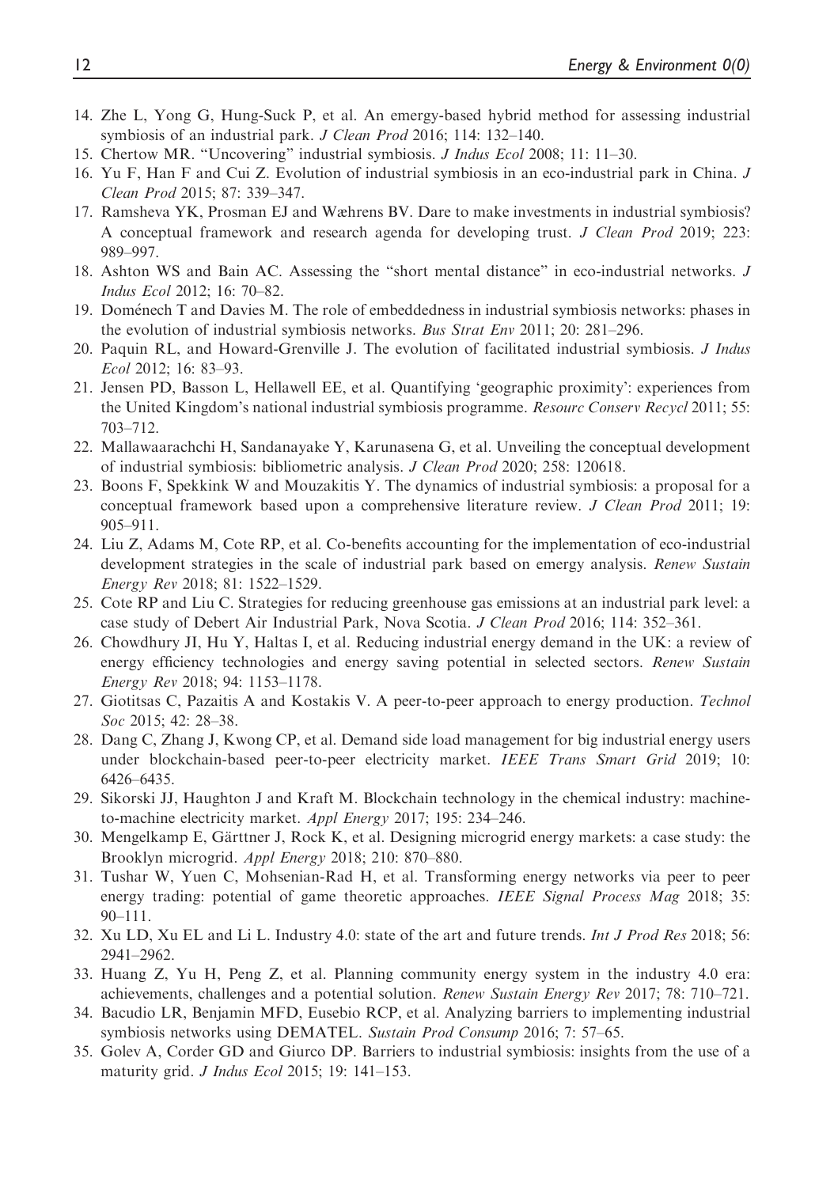14. Zhe L, Yong G, Hung-Suck P, et al. An emergy-based hybrid method for assessing industrial symbiosis of an industrial park. *J Clean Prod* 2016; 114: 132–140.
15. Chertow MR. "Uncovering" industrial symbiosis. *J Indus Ecol* 2008; 11: 11–30.
16. Yu F, Han F and Cui Z. Evolution of industrial symbiosis in an eco-industrial park in China. *J Clean Prod* 2015; 87: 339–347.
17. Ramsheva YK, Prosman EJ and Wæhrens BV. Dare to make investments in industrial symbiosis? A conceptual framework and research agenda for developing trust. *J Clean Prod* 2019; 223: 989–997.
18. Ashton WS and Bain AC. Assessing the "short mental distance" in eco-industrial networks. *J Indus Ecol* 2012; 16: 70–82.
19. Doménech T and Davies M. The role of embeddedness in industrial symbiosis networks: phases in the evolution of industrial symbiosis networks. *Bus Strat Env* 2011; 20: 281–296.
20. Paquin RL, and Howard-Grenville J. The evolution of facilitated industrial symbiosis. *J Indus Ecol* 2012; 16: 83–93.
21. Jensen PD, Basson L, Hellawell EE, et al. Quantifying 'geographic proximity': experiences from the United Kingdom's national industrial symbiosis programme. *Resourc Conserv Recycl* 2011; 55: 703–712.
22. Mallawaarachchi H, Sandanayake Y, Karunasena G, et al. Unveiling the conceptual development of industrial symbiosis: bibliometric analysis. *J Clean Prod* 2020; 258: 120618.
23. Boons F, Spekkink W and Mouzakitis Y. The dynamics of industrial symbiosis: a proposal for a conceptual framework based upon a comprehensive literature review. *J Clean Prod* 2011; 19: 905–911.
24. Liu Z, Adams M, Cote RP, et al. Co-benefits accounting for the implementation of eco-industrial development strategies in the scale of industrial park based on emergy analysis. *Renew Sustain Energy Rev* 2018; 81: 1522–1529.
25. Cote RP and Liu C. Strategies for reducing greenhouse gas emissions at an industrial park level: a case study of Debert Air Industrial Park, Nova Scotia. *J Clean Prod* 2016; 114: 352–361.
26. Chowdhury JI, Hu Y, Haltas I, et al. Reducing industrial energy demand in the UK: a review of energy efficiency technologies and energy saving potential in selected sectors. *Renew Sustain Energy Rev* 2018; 94: 1153–1178.
27. Giotitsas C, Pazaitis A and Kostakis V. A peer-to-peer approach to energy production. *Technol Soc* 2015; 42: 28–38.
28. Dang C, Zhang J, Kwong CP, et al. Demand side load management for big industrial energy users under blockchain-based peer-to-peer electricity market. *IEEE Trans Smart Grid* 2019; 10: 6426–6435.
29. Sikorski JJ, Haughton J and Kraft M. Blockchain technology in the chemical industry: machine-to-machine electricity market. *Appl Energy* 2017; 195: 234–246.
30. Mengelkamp E, Gärttner J, Rock K, et al. Designing microgrid energy markets: a case study: the Brooklyn microgrid. *Appl Energy* 2018; 210: 870–880.
31. Tushar W, Yuen C, Mohsenian-Rad H, et al. Transforming energy networks via peer to peer energy trading: potential of game theoretic approaches. *IEEE Signal Process Mag* 2018; 35: 90–111.
32. Xu LD, Xu EL and Li L. Industry 4.0: state of the art and future trends. *Int J Prod Res* 2018; 56: 2941–2962.
33. Huang Z, Yu H, Peng Z, et al. Planning community energy system in the industry 4.0 era: achievements, challenges and a potential solution. *Renew Sustain Energy Rev* 2017; 78: 710–721.
34. Bacudio LR, Benjamin MFD, Eusebio RCP, et al. Analyzing barriers to implementing industrial symbiosis networks using DEMATEL. *Sustain Prod Consump* 2016; 7: 57–65.
35. Golev A, Corder GD and Giurco DP. Barriers to industrial symbiosis: insights from the use of a maturity grid. *J Indus Ecol* 2015; 19: 141–153.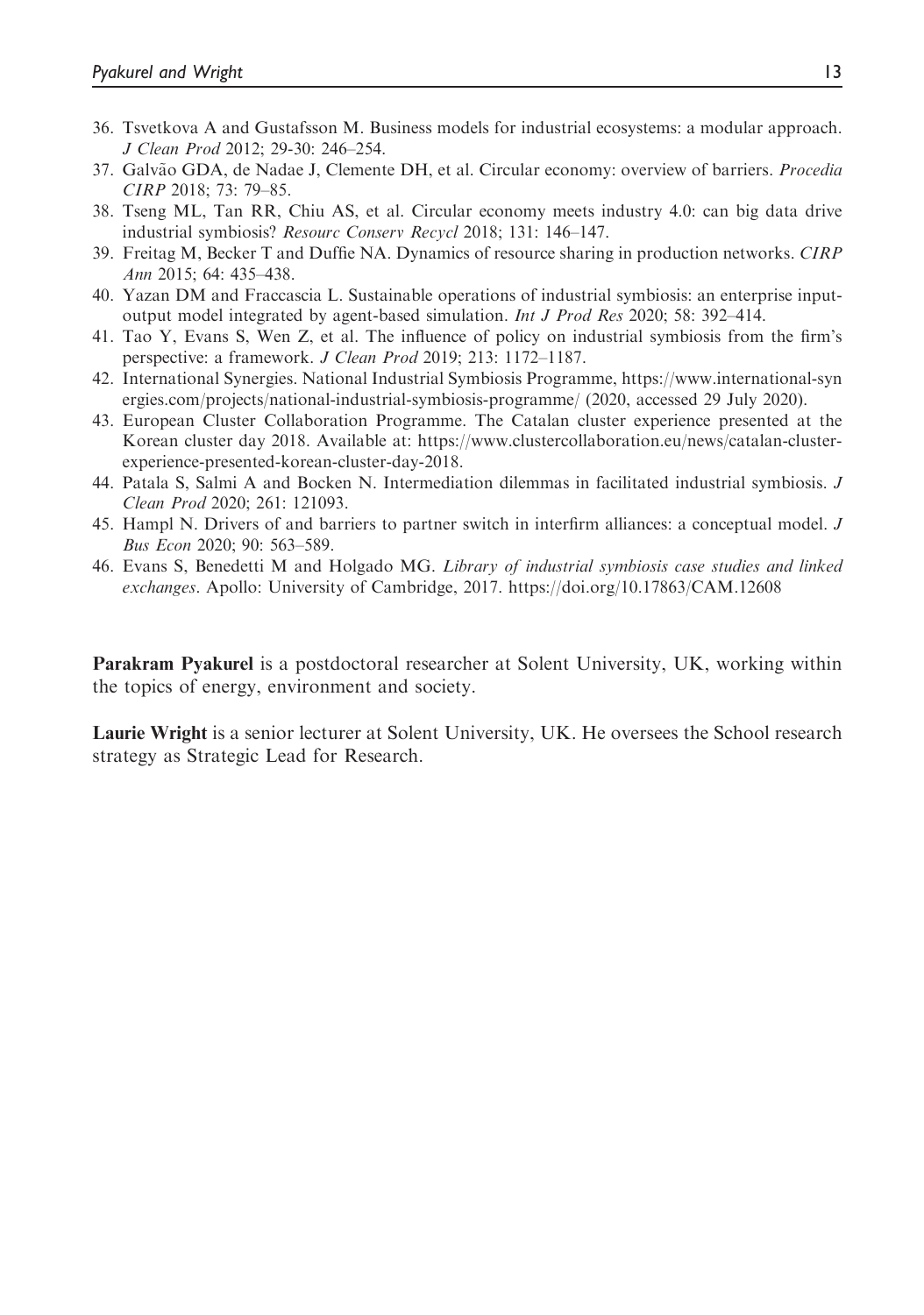36. Tsvetkova A and Gustafsson M. Business models for industrial ecosystems: a modular approach. *J Clean Prod* 2012; 29-30: 246–254.
37. Galvão GDA, de Nadae J, Clemente DH, et al. Circular economy: overview of barriers. *Procedia CIRP* 2018; 73: 79–85.
38. Tseng ML, Tan RR, Chiu AS, et al. Circular economy meets industry 4.0: can big data drive industrial symbiosis? *Resourc Conserv Recycl* 2018; 131: 146–147.
39. Freitag M, Becker T and Duffie NA. Dynamics of resource sharing in production networks. *CIRP Ann* 2015; 64: 435–438.
40. Yazan DM and Fraccascia L. Sustainable operations of industrial symbiosis: an enterprise input-output model integrated by agent-based simulation. *Int J Prod Res* 2020; 58: 392–414.
41. Tao Y, Evans S, Wen Z, et al. The influence of policy on industrial symbiosis from the firm's perspective: a framework. *J Clean Prod* 2019; 213: 1172–1187.
42. International Synergies. National Industrial Symbiosis Programme, https://www.international-synergies.com/projects/national-industrial-symbiosis-programme/ (2020, accessed 29 July 2020).
43. European Cluster Collaboration Programme. The Catalan cluster experience presented at the Korean cluster day 2018. Available at: https://www.clustercollaboration.eu/news/catalan-cluster-experience-presented-korean-cluster-day-2018.
44. Patala S, Salmi A and Bocken N. Intermediation dilemmas in facilitated industrial symbiosis. *J Clean Prod* 2020; 261: 121093.
45. Hampl N. Drivers of and barriers to partner switch in interfirm alliances: a conceptual model. *J Bus Econ* 2020; 90: 563–589.
46. Evans S, Benedetti M and Holgado MG. *Library of industrial symbiosis case studies and linked exchanges*. Apollo: University of Cambridge, 2017. https://doi.org/10.17863/CAM.12608

**Parakram Pyakurel** is a postdoctoral researcher at Solent University, UK, working within the topics of energy, environment and society.

**Laurie Wright** is a senior lecturer at Solent University, UK. He oversees the School research strategy as Strategic Lead for Research.